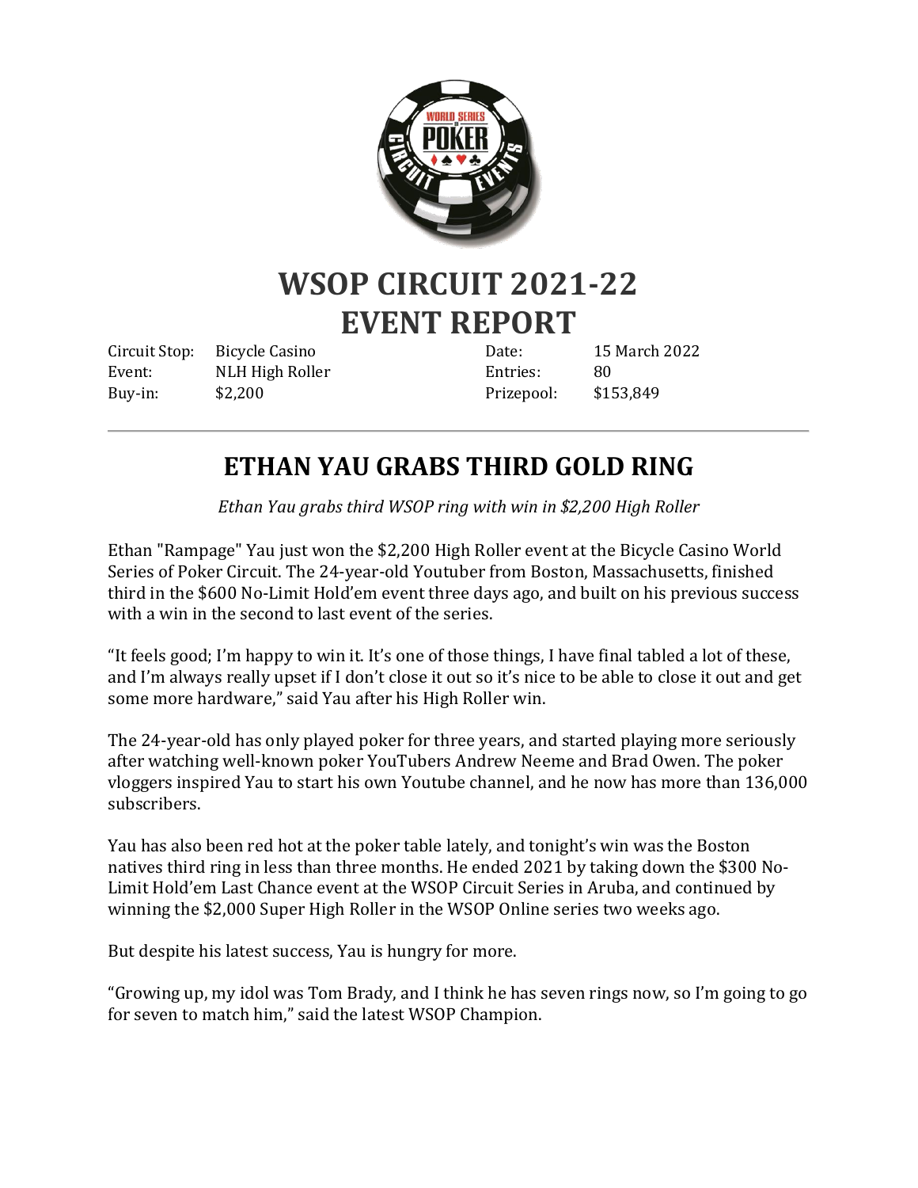# WSOP CIRCUIT 2021-22 EVENT REPORT

| | | | |
|---|---|---|---|
| Circuit Stop: | Bicycle Casino | Date: | 15 March 2022 |
| Event: | NLH High Roller | Entries: | 80 |
| Buy-in: | $2,200 | Prizepool: | $153,849 |

---

## ETHAN YAU GRABS THIRD GOLD RING

*Ethan Yau grabs third WSOP ring with win in $2,200 High Roller*

Ethan "Rampage" Yau just won the $2,200 High Roller event at the Bicycle Casino World Series of Poker Circuit. The 24-year-old Youtuber from Boston, Massachusetts, finished third in the $600 No-Limit Hold'em event three days ago, and built on his previous success with a win in the second to last event of the series.

"It feels good; I'm happy to win it. It's one of those things, I have final tabled a lot of these, and I'm always really upset if I don't close it out so it's nice to be able to close it out and get some more hardware," said Yau after his High Roller win.

The 24-year-old has only played poker for three years, and started playing more seriously after watching well-known poker YouTubers Andrew Neeme and Brad Owen. The poker vloggers inspired Yau to start his own Youtube channel, and he now has more than 136,000 subscribers.

Yau has also been red hot at the poker table lately, and tonight's win was the Boston natives third ring in less than three months. He ended 2021 by taking down the $300 No-Limit Hold'em Last Chance event at the WSOP Circuit Series in Aruba, and continued by winning the $2,000 Super High Roller in the WSOP Online series two weeks ago.

But despite his latest success, Yau is hungry for more.

"Growing up, my idol was Tom Brady, and I think he has seven rings now, so I'm going to go for seven to match him," said the latest WSOP Champion.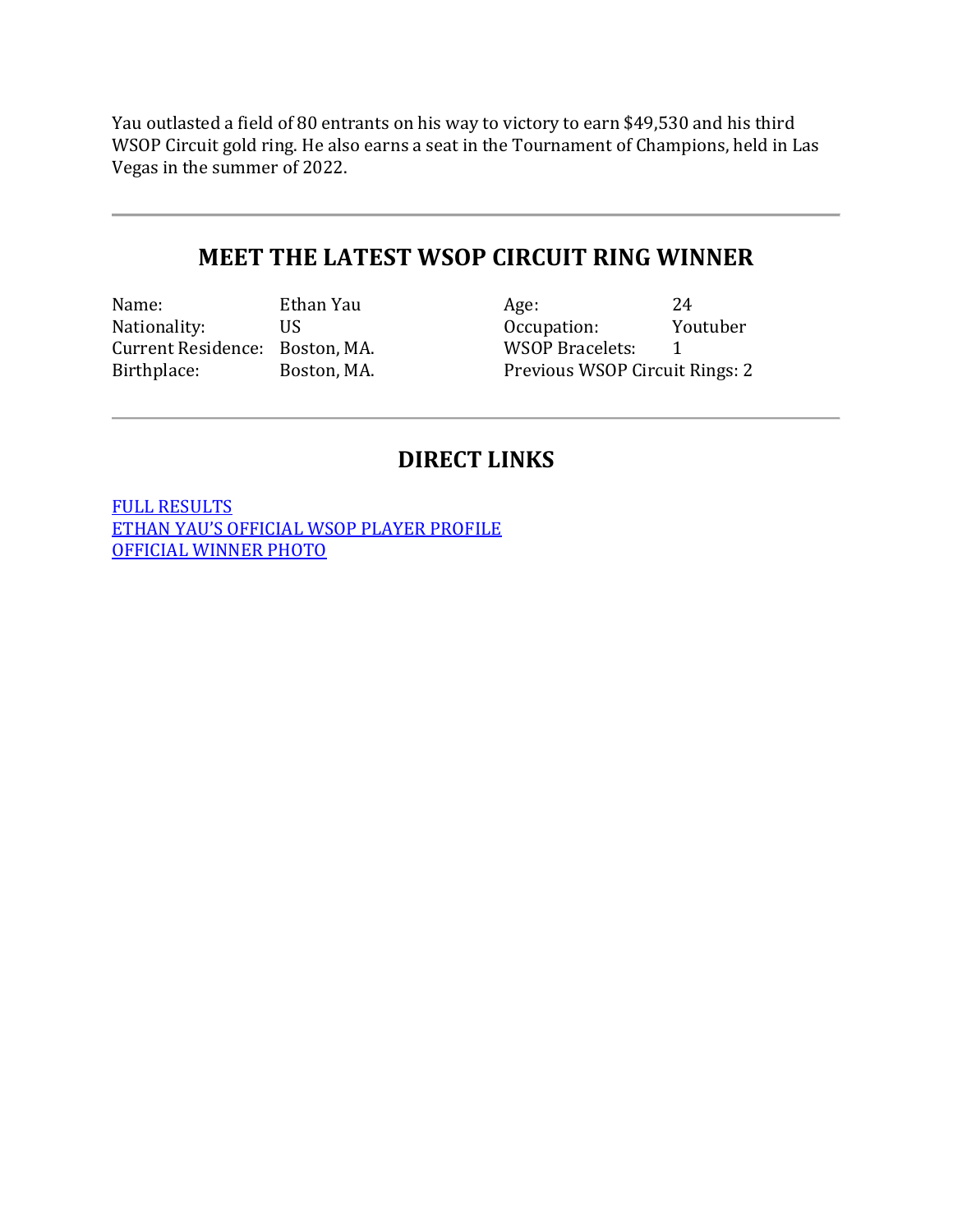Yau outlasted a field of 80 entrants on his way to victory to earn $49,530 and his third WSOP Circuit gold ring. He also earns a seat in the Tournament of Champions, held in Las Vegas in the summer of 2022.

---

## MEET THE LATEST WSOP CIRCUIT RING WINNER

| | | | |
|---|---|---|---|
| Name: | Ethan Yau | Age: | 24 |
| Nationality: | US | Occupation: | Youtuber |
| Current Residence: | Boston, MA. | WSOP Bracelets: | 1 |
| Birthplace: | Boston, MA. | Previous WSOP Circuit Rings: | 2 |

---

## DIRECT LINKS

FULL RESULTS
ETHAN YAU'S OFFICIAL WSOP PLAYER PROFILE
OFFICIAL WINNER PHOTO